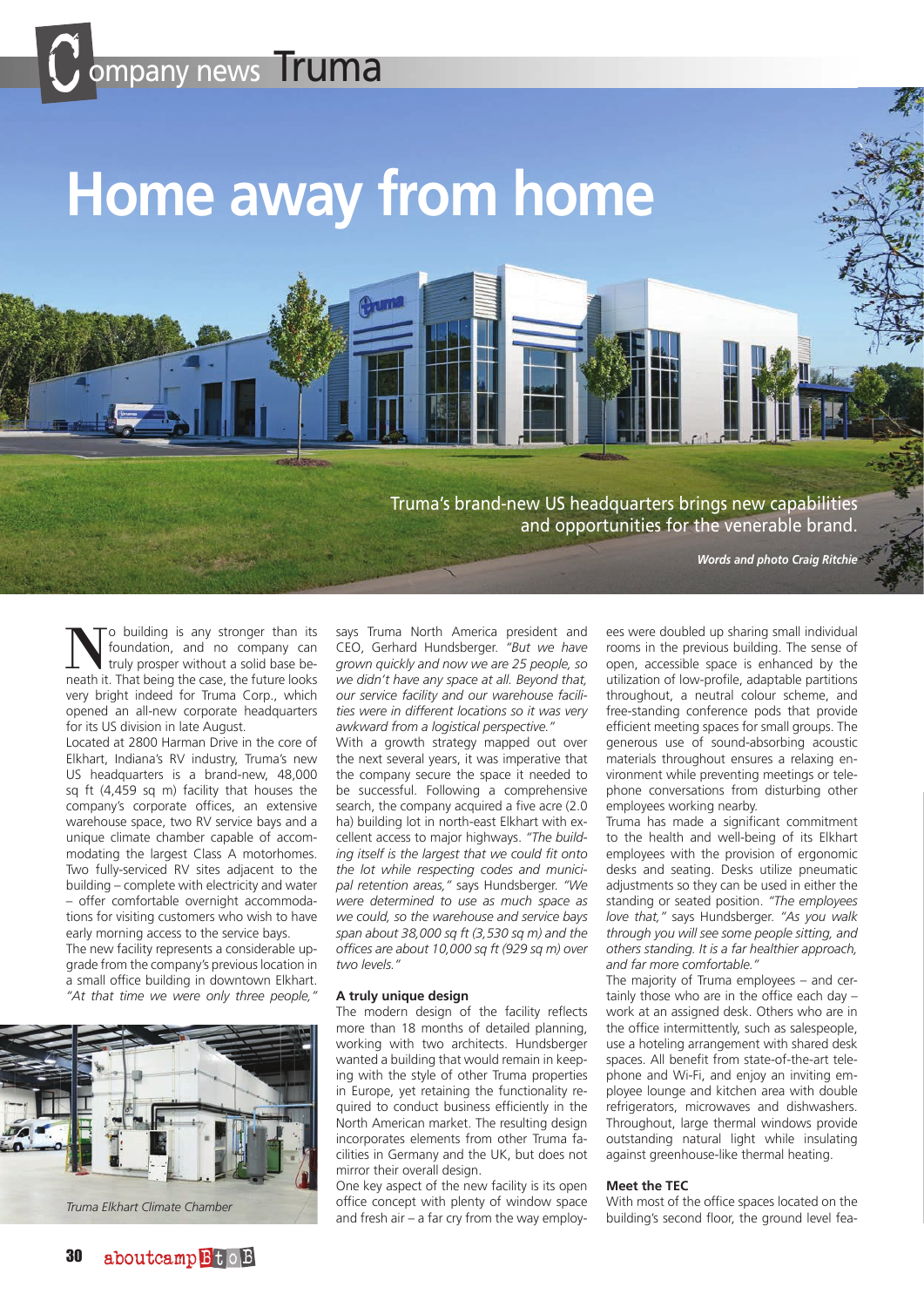# Home away from home

Truma's brand-new US headquarters brings new capabilities and opportunities for the venerable brand.

***Words and photo Craig Ritchie***

No building is any stronger than its foundation, and no company can truly prosper without a solid base beneath it. That being the case, the future looks very bright indeed for Truma Corp., which opened an all-new corporate headquarters for its US division in late August.

Located at 2800 Harman Drive in the core of Elkhart, Indiana's RV industry, Truma's new US headquarters is a brand-new, 48,000 sq ft (4,459 sq m) facility that houses the company's corporate offices, an extensive warehouse space, two RV service bays and a unique climate chamber capable of accommodating the largest Class A motorhomes. Two fully-serviced RV sites adjacent to the building – complete with electricity and water – offer comfortable overnight accommodations for visiting customers who wish to have early morning access to the service bays.

The new facility represents a considerable upgrade from the company's previous location in a small office building in downtown Elkhart. *"At that time we were only three people,"* says Truma North America president and CEO, Gerhard Hundsberger. *"But we have grown quickly and now we are 25 people, so we didn't have any space at all. Beyond that, our service facility and our warehouse facilities were in different locations so it was very awkward from a logistical perspective."*

With a growth strategy mapped out over the next several years, it was imperative that the company secure the space it needed to be successful. Following a comprehensive search, the company acquired a five acre (2.0 ha) building lot in north-east Elkhart with excellent access to major highways. *"The building itself is the largest that we could fit onto the lot while respecting codes and municipal retention areas,"* says Hundsberger. *"We were determined to use as much space as we could, so the warehouse and service bays span about 38,000 sq ft (3,530 sq m) and the offices are about 10,000 sq ft (929 sq m) over two levels."*

*Truma Elkhart Climate Chamber*

### A truly unique design

The modern design of the facility reflects more than 18 months of detailed planning, working with two architects. Hundsberger wanted a building that would remain in keeping with the style of other Truma properties in Europe, yet retaining the functionality required to conduct business efficiently in the North American market. The resulting design incorporates elements from other Truma facilities in Germany and the UK, but does not mirror their overall design.

One key aspect of the new facility is its open office concept with plenty of window space and fresh air – a far cry from the way employees were doubled up sharing small individual rooms in the previous building. The sense of open, accessible space is enhanced by the utilization of low-profile, adaptable partitions throughout, a neutral colour scheme, and free-standing conference pods that provide efficient meeting spaces for small groups. The generous use of sound-absorbing acoustic materials throughout ensures a relaxing environment while preventing meetings or telephone conversations from disturbing other employees working nearby.

Truma has made a significant commitment to the health and well-being of its Elkhart employees with the provision of ergonomic desks and seating. Desks utilize pneumatic adjustments so they can be used in either the standing or seated position. *"The employees love that,"* says Hundsberger. *"As you walk through you will see some people sitting, and others standing. It is a far healthier approach, and far more comfortable."*

The majority of Truma employees – and certainly those who are in the office each day – work at an assigned desk. Others who are in the office intermittently, such as salespeople, use a hoteling arrangement with shared desk spaces. All benefit from state-of-the-art telephone and Wi-Fi, and enjoy an inviting employee lounge and kitchen area with double refrigerators, microwaves and dishwashers. Throughout, large thermal windows provide outstanding natural light while insulating against greenhouse-like thermal heating.

### Meet the TEC

With most of the office spaces located on the building's second floor, the ground level fea-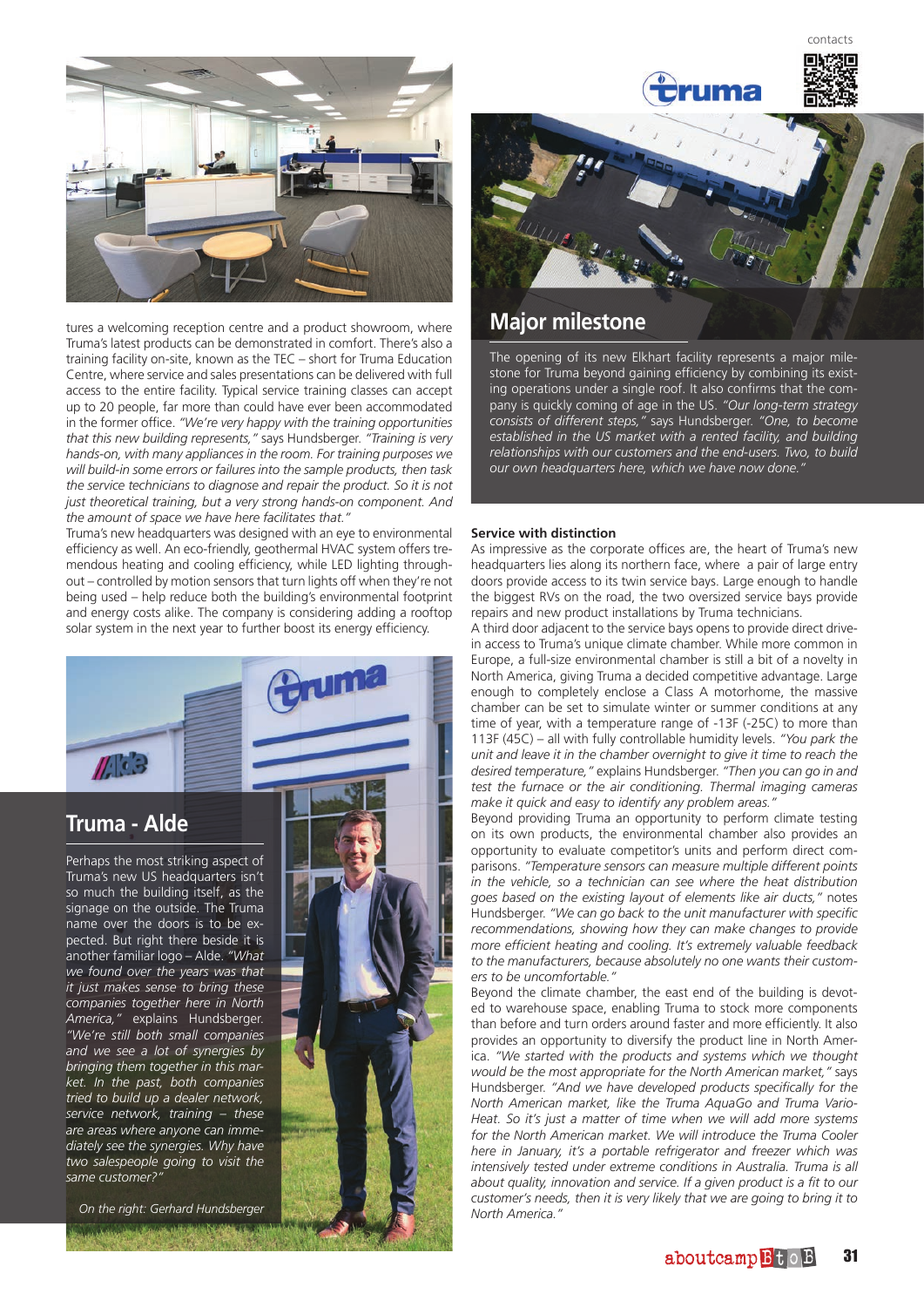tures a welcoming reception centre and a product showroom, where Truma's latest products can be demonstrated in comfort. There's also a training facility on-site, known as the TEC – short for Truma Education Centre, where service and sales presentations can be delivered with full access to the entire facility. Typical service training classes can accept up to 20 people, far more than could have ever been accommodated in the former office. *"We're very happy with the training opportunities that this new building represents,"* says Hundsberger. *"Training is very hands-on, with many appliances in the room. For training purposes we will build-in some errors or failures into the sample products, then task the service technicians to diagnose and repair the product. So it is not just theoretical training, but a very strong hands-on component. And the amount of space we have here facilitates that."*

Truma's new headquarters was designed with an eye to environmental efficiency as well. An eco-friendly, geothermal HVAC system offers tremendous heating and cooling efficiency, while LED lighting throughout – controlled by motion sensors that turn lights off when they're not being used – help reduce both the building's environmental footprint and energy costs alike. The company is considering adding a rooftop solar system in the next year to further boost its energy efficiency.

## Truma - Alde

Perhaps the most striking aspect of Truma's new US headquarters isn't so much the building itself, as the signage on the outside. The Truma name over the doors is to be expected. But right there beside it is another familiar logo – Alde. *"What we found over the years was that it just makes sense to bring these companies together here in North America,"* explains Hundsberger. *"We're still both small companies and we see a lot of synergies by bringing them together in this market. In the past, both companies tried to build up a dealer network, service network, training – these are areas where anyone can immediately see the synergies. Why have two salespeople going to visit the same customer?"*

*On the right: Gerhard Hundsberger*

## Major milestone

The opening of its new Elkhart facility represents a major milestone for Truma beyond gaining efficiency by combining its existing operations under a single roof. It also confirms that the company is quickly coming of age in the US. *"Our long-term strategy consists of different steps,"* says Hundsberger. *"One, to become established in the US market with a rented facility, and building relationships with our customers and the end-users. Two, to build our own headquarters here, which we have now done."*

**Service with distinction**

As impressive as the corporate offices are, the heart of Truma's new headquarters lies along its northern face, where a pair of large entry doors provide access to its twin service bays. Large enough to handle the biggest RVs on the road, the two oversized service bays provide repairs and new product installations by Truma technicians.

A third door adjacent to the service bays opens to provide direct drive-in access to Truma's unique climate chamber. While more common in Europe, a full-size environmental chamber is still a bit of a novelty in North America, giving Truma a decided competitive advantage. Large enough to completely enclose a Class A motorhome, the massive chamber can be set to simulate winter or summer conditions at any time of year, with a temperature range of -13F (-25C) to more than 113F (45C) – all with fully controllable humidity levels. *"You park the unit and leave it in the chamber overnight to give it time to reach the desired temperature,"* explains Hundsberger. *"Then you can go in and test the furnace or the air conditioning. Thermal imaging cameras make it quick and easy to identify any problem areas."*

Beyond providing Truma an opportunity to perform climate testing on its own products, the environmental chamber also provides an opportunity to evaluate competitor's units and perform direct comparisons. *"Temperature sensors can measure multiple different points in the vehicle, so a technician can see where the heat distribution goes based on the existing layout of elements like air ducts,"* notes Hundsberger. *"We can go back to the unit manufacturer with specific recommendations, showing how they can make changes to provide more efficient heating and cooling. It's extremely valuable feedback to the manufacturers, because absolutely no one wants their customers to be uncomfortable."*

Beyond the climate chamber, the east end of the building is devoted to warehouse space, enabling Truma to stock more components than before and turn orders around faster and more efficiently. It also provides an opportunity to diversify the product line in North America. *"We started with the products and systems which we thought would be the most appropriate for the North American market,"* says Hundsberger. *"And we have developed products specifically for the North American market, like the Truma AquaGo and Truma Vario-Heat. So it's just a matter of time when we will add more systems for the North American market. We will introduce the Truma Cooler here in January, it's a portable refrigerator and freezer which was intensively tested under extreme conditions in Australia. Truma is all about quality, innovation and service. If a given product is a fit to our customer's needs, then it is very likely that we are going to bring it to North America."*